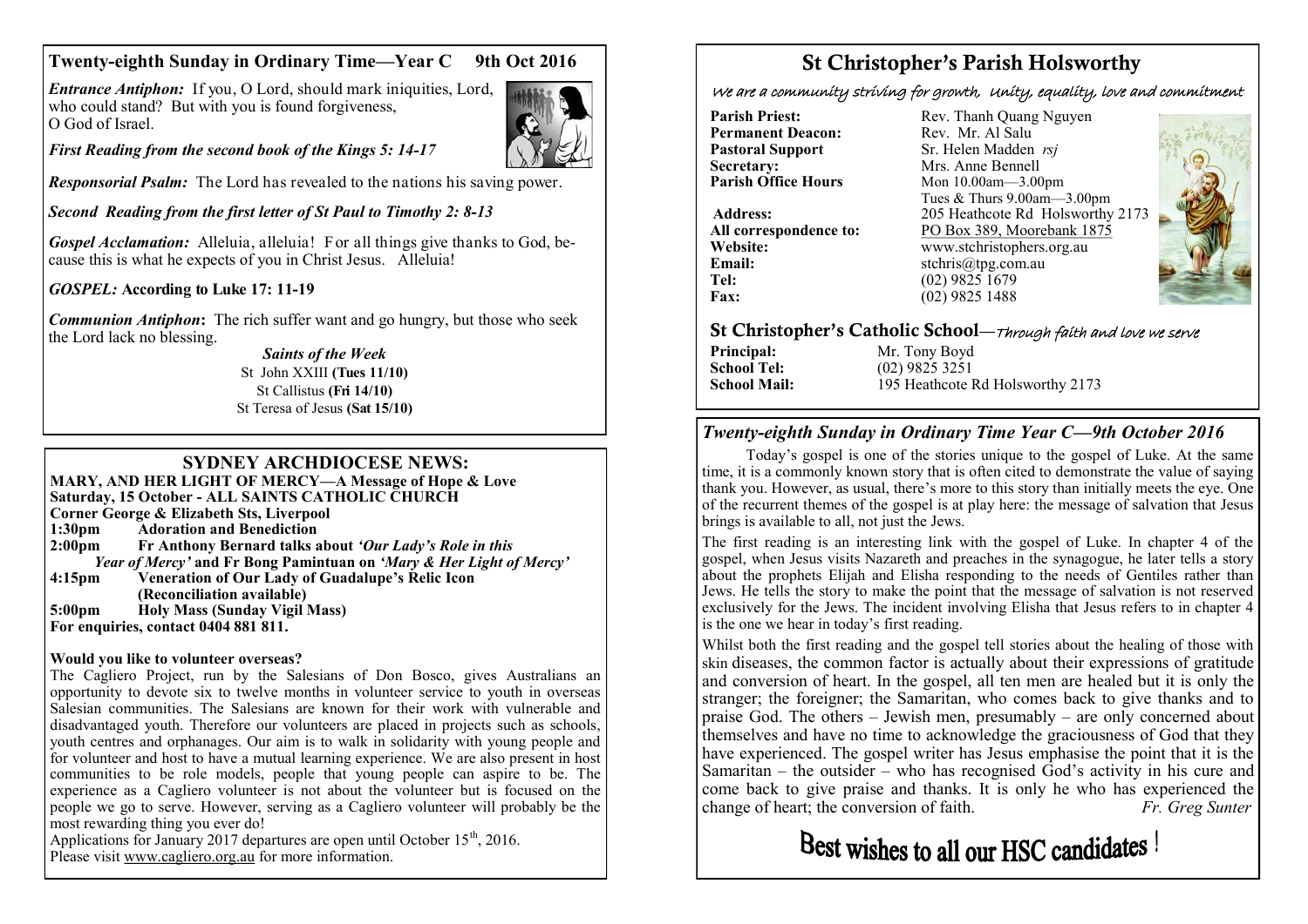## Twenty-eighth Sunday in Ordinary Time—Year C 9th Oct 2016

***Entrance Antiphon:*** If you, O Lord, should mark iniquities, Lord, who could stand? But with you is found forgiveness, O God of Israel.

***First Reading from the second book of the Kings 5: 14-17***

***Responsorial Psalm:*** The Lord has revealed to the nations his saving power.

***Second Reading from the first letter of St Paul to Timothy 2: 8-13***

***Gospel Acclamation:*** Alleluia, alleluia! For all things give thanks to God, because this is what he expects of you in Christ Jesus. Alleluia!

***GOSPEL:* According to Luke 17: 11-19**

***Communion Antiphon*:** The rich suffer want and go hungry, but those who seek the Lord lack no blessing.

***Saints of the Week***

St John XXIII **(Tues 11/10)**
St Callistus **(Fri 14/10)**
St Teresa of Jesus **(Sat 15/10)**

## SYDNEY ARCHDIOCESE NEWS:

**MARY, AND HER LIGHT OF MERCY—A Message of Hope & Love**
**Saturday, 15 October - ALL SAINTS CATHOLIC CHURCH**
**Corner George & Elizabeth Sts, Liverpool**

**1:30pm** **Adoration and Benediction**
**2:00pm** **Fr Anthony Bernard talks about *'Our Lady's Role in this Year of Mercy'* and Fr Bong Pamintuan on *'Mary & Her Light of Mercy'***
**4:15pm** **Veneration of Our Lady of Guadalupe's Relic Icon (Reconciliation available)**
**5:00pm** **Holy Mass (Sunday Vigil Mass)**

**For enquiries, contact 0404 881 811.**

**Would you like to volunteer overseas?**

The Cagliero Project, run by the Salesians of Don Bosco, gives Australians an opportunity to devote six to twelve months in volunteer service to youth in overseas Salesian communities. The Salesians are known for their work with vulnerable and disadvantaged youth. Therefore our volunteers are placed in projects such as schools, youth centres and orphanages. Our aim is to walk in solidarity with young people and for volunteer and host to have a mutual learning experience. We are also present in host communities to be role models, people that young people can aspire to be. The experience as a Cagliero volunteer is not about the volunteer but is focused on the people we go to serve. However, serving as a Cagliero volunteer will probably be the most rewarding thing you ever do!

Applications for January 2017 departures are open until October 15th, 2016.
Please visit www.cagliero.org.au for more information.

# St Christopher's Parish Holsworthy

*We are a community striving for growth, Unity, equality, love and commitment*

**Parish Priest:** Rev. Thanh Quang Nguyen
**Permanent Deacon:** Rev. Mr. Al Salu
**Pastoral Support** Sr. Helen Madden *rsj*
**Secretary:** Mrs. Anne Bennell
**Parish Office Hours** Mon 10.00am—3.00pm
Tues & Thurs 9.00am—3.00pm
**Address:** 205 Heathcote Rd Holsworthy 2173
**All correspondence to:** PO Box 389, Moorebank 1875
**Website:** www.stchristophers.org.au
**Email:** stchris@tpg.com.au
**Tel:** (02) 9825 1679
**Fax:** (02) 9825 1488

## St Christopher's Catholic School—*Through faith and love we serve*

**Principal:** Mr. Tony Boyd
**School Tel:** (02) 9825 3251
**School Mail:** 195 Heathcote Rd Holsworthy 2173

## *Twenty-eighth Sunday in Ordinary Time Year C—9th October 2016*

Today's gospel is one of the stories unique to the gospel of Luke. At the same time, it is a commonly known story that is often cited to demonstrate the value of saying thank you. However, as usual, there's more to this story than initially meets the eye. One of the recurrent themes of the gospel is at play here: the message of salvation that Jesus brings is available to all, not just the Jews.

The first reading is an interesting link with the gospel of Luke. In chapter 4 of the gospel, when Jesus visits Nazareth and preaches in the synagogue, he later tells a story about the prophets Elijah and Elisha responding to the needs of Gentiles rather than Jews. He tells the story to make the point that the message of salvation is not reserved exclusively for the Jews. The incident involving Elisha that Jesus refers to in chapter 4 is the one we hear in today's first reading.

Whilst both the first reading and the gospel tell stories about the healing of those with skin diseases, the common factor is actually about their expressions of gratitude and conversion of heart. In the gospel, all ten men are healed but it is only the stranger; the foreigner; the Samaritan, who comes back to give thanks and to praise God. The others – Jewish men, presumably – are only concerned about themselves and have no time to acknowledge the graciousness of God that they have experienced. The gospel writer has Jesus emphasise the point that it is the Samaritan – the outsider – who has recognised God's activity in his cure and come back to give praise and thanks. It is only he who has experienced the change of heart; the conversion of faith. *Fr. Greg Sunter*

# Best wishes to all our HSC candidates !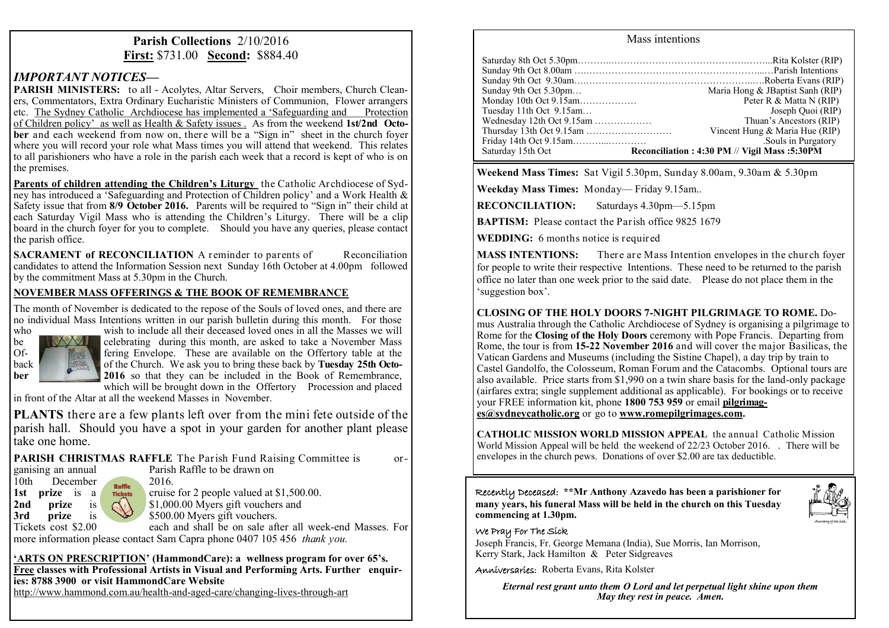**Parish Collections** 2/10/2016
**First:** $731.00 **Second:** $884.40

## *IMPORTANT NOTICES—*

**PARISH MINISTERS:** to all - Acolytes, Altar Servers, Choir members, Church Cleaners, Commentators, Extra Ordinary Eucharistic Ministers of Communion, Flower arrangers etc. The Sydney Catholic Archdiocese has implemented a 'Safeguarding and Protection of Children policy' as well as Health & Safety issues . As from the weekend **1st/2nd October** and each weekend from now on, there will be a "Sign in" sheet in the church foyer where you will record your role what Mass times you will attend that weekend. This relates to all parishioners who have a role in the parish each week that a record is kept of who is on the premises.

**Parents of children attending the Children's Liturgy** the Catholic Archdiocese of Sydney has introduced a 'Safeguarding and Protection of Children policy' and a Work Health & Safety issue that from **8/9 October 2016.** Parents will be required to "Sign in" their child at each Saturday Vigil Mass who is attending the Children's Liturgy. There will be a clip board in the church foyer for you to complete. Should you have any queries, please contact the parish office.

**SACRAMENT of RECONCILIATION** A reminder to parents of Reconciliation candidates to attend the Information Session next Sunday 16th October at 4.00pm followed by the commitment Mass at 5.30pm in the Church.

**NOVEMBER MASS OFFERINGS & THE BOOK OF REMEMBRANCE**

The month of November is dedicated to the repose of the Souls of loved ones, and there are no individual Mass Intentions written in our parish bulletin during this month. For those who wish to include all their deceased loved ones in all the Masses we will be celebrating during this month, are asked to take a November Mass Offering Envelope. These are available on the Offertory table at the back of the Church. We ask you to bring these back by **Tuesday 25th October 2016** so that they can be included in the Book of Remembrance, which will be brought down in the Offertory Procession and placed in front of the Altar at all the weekend Masses in November.

**PLANTS** there are a few plants left over from the mini fete outside of the parish hall. Should you have a spot in your garden for another plant please take one home.

**PARISH CHRISTMAS RAFFLE** The Parish Fund Raising Committee is organising an annual Parish Raffle to be drawn on 10th December 2016.
**1st prize** is a cruise for 2 people valued at $1,500.00.
**2nd prize** is $1,000.00 Myers gift vouchers and
**3rd prize** is $500.00 Myers gift vouchers.
Tickets cost $2.00 each and shall be on sale after all week-end Masses. For more information please contact Sam Capra phone 0407 105 456 *thank you.*

**'ARTS ON PRESCRIPTION' (HammondCare): a wellness program for over 65's. Free classes with Professional Artists in Visual and Performing Arts. Further enquiries: 8788 3900 or visit HammondCare Website**
http://www.hammond.com.au/health-and-aged-care/changing-lives-through-art

## Mass intentions

| | |
|---|---|
| Saturday 8th Oct 5.30pm | Rita Kolster (RIP) |
| Sunday 9th Oct 8.00am | Parish Intentions |
| Sunday 9th Oct 9.30am | Roberta Evans (RIP) |
| Sunday 9th Oct 5.30pm | Maria Hong & JBaptist Sanh (RIP) |
| Monday 10th Oct 9.15am | Peter R & Matta N (RIP) |
| Tuesday 11th Oct 9.15am | Joseph Quoi (RIP) |
| Wednesday 12th Oct 9.15am | Thuan's Ancestors (RIP) |
| Thursday 13th Oct 9.15am | Vincent Hung & Maria Hue (RIP) |
| Friday 14th Oct 9.15am | Souls in Purgatory |
| Saturday 15th Oct | **Reconciliation : 4:30 PM // Vigil Mass :5:30PM** |

**Weekend Mass Times:** Sat Vigil 5.30pm, Sunday 8.00am, 9.30am & 5.30pm

**Weekday Mass Times:** Monday— Friday 9.15am..

**RECONCILIATION:** Saturdays 4.30pm—5.15pm

**BAPTISM:** Please contact the Parish office 9825 1679

**WEDDING:** 6 months notice is required

**MASS INTENTIONS:** There are Mass Intention envelopes in the church foyer for people to write their respective Intentions. These need to be returned to the parish office no later than one week prior to the said date. Please do not place them in the 'suggestion box'.

**CLOSING OF THE HOLY DOORS 7-NIGHT PILGRIMAGE TO ROME.** Domus Australia through the Catholic Archdiocese of Sydney is organising a pilgrimage to Rome for the **Closing of the Holy Doors** ceremony with Pope Francis. Departing from Rome, the tour is from **15-22 November 2016** and will cover the major Basilicas, the Vatican Gardens and Museums (including the Sistine Chapel), a day trip by train to Castel Gandolfo, the Colosseum, Roman Forum and the Catacombs. Optional tours are also available. Price starts from $1,990 on a twin share basis for the land-only package (airfares extra; single supplement additional as applicable). For bookings or to receive your FREE information kit, phone **1800 753 959** or email **pilgrimages@sydneycatholic.org** or go to **www.romepilgrimages.com.**

**CATHOLIC MISSION WORLD MISSION APPEAL** the annual Catholic Mission World Mission Appeal will be held the weekend of 22/23 October 2016. . There will be envelopes in the church pews. Donations of over $2.00 are tax deductible.

Recently Deceased: **\*\*Mr Anthony Azavedo has been a parishioner for many years, his funeral Mass will be held in the church on this Tuesday commencing at 1.30pm.**

We Pray For The Sick
Joseph Francis, Fr. George Memana (India), Sue Morris, Ian Morrison, Kerry Stark, Jack Hamilton & Peter Sidgreaves

Anniversaries: Roberta Evans, Rita Kolster

***Eternal rest grant unto them O Lord and let perpetual light shine upon them May they rest in peace. Amen.***